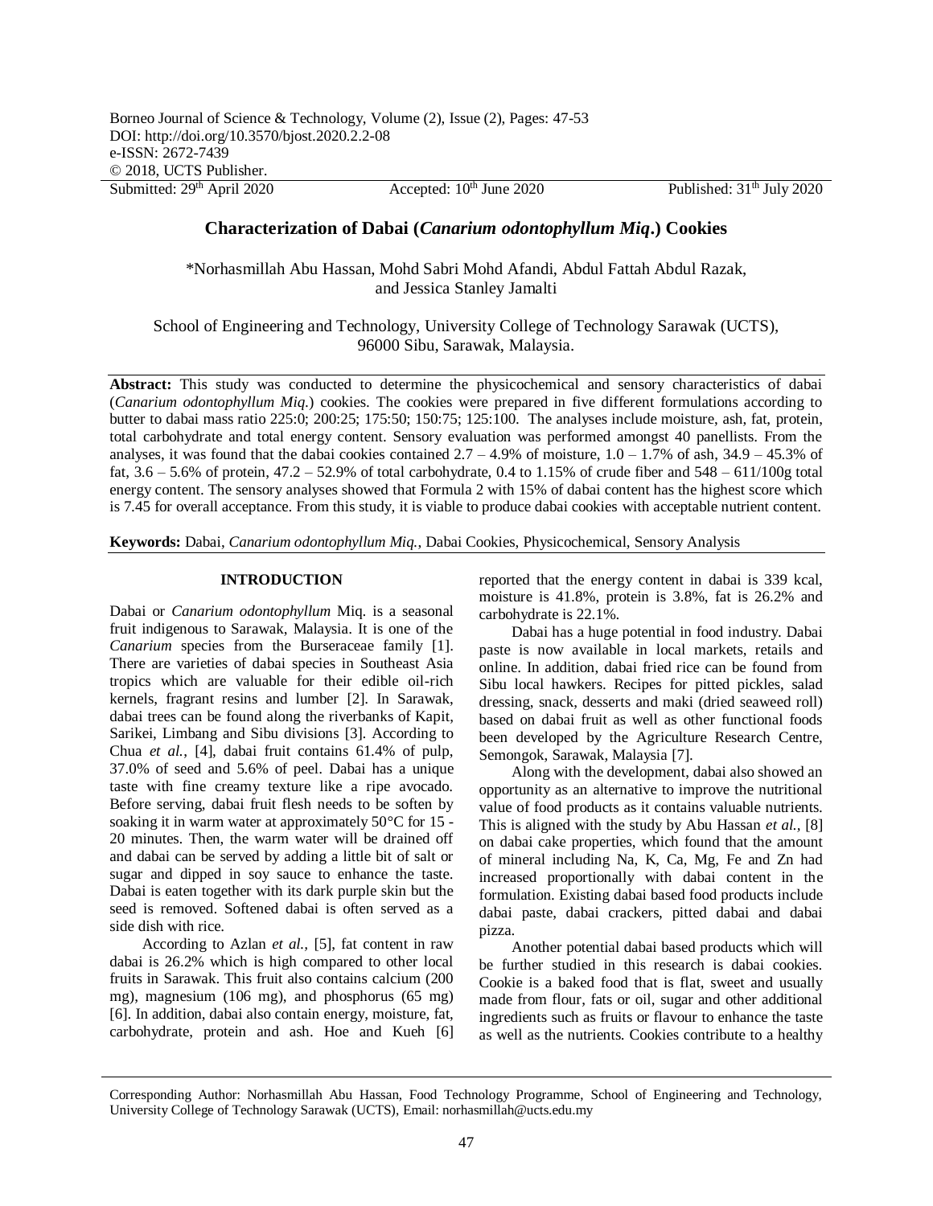Borneo Journal of Science & Technology, Volume (2), Issue (2), Pages: 47-53
DOI: http://doi.org/10.3570/bjost.2020.2.2-08
e-ISSN: 2672-7439
© 2018, UCTS Publisher.

Submitted: 29th April 2020 Accepted: 10th June 2020 Published: 31th July 2020

# Characterization of Dabai (*Canarium odontophyllum Miq*.) Cookies

\*Norhasmillah Abu Hassan, Mohd Sabri Mohd Afandi, Abdul Fattah Abdul Razak, and Jessica Stanley Jamalti

School of Engineering and Technology, University College of Technology Sarawak (UCTS), 96000 Sibu, Sarawak, Malaysia.

**Abstract:** This study was conducted to determine the physicochemical and sensory characteristics of dabai (*Canarium odontophyllum Miq*.) cookies. The cookies were prepared in five different formulations according to butter to dabai mass ratio 225:0; 200:25; 175:50; 150:75; 125:100. The analyses include moisture, ash, fat, protein, total carbohydrate and total energy content. Sensory evaluation was performed amongst 40 panellists. From the analyses, it was found that the dabai cookies contained 2.7 – 4.9% of moisture, 1.0 – 1.7% of ash, 34.9 – 45.3% of fat, 3.6 – 5.6% of protein, 47.2 – 52.9% of total carbohydrate, 0.4 to 1.15% of crude fiber and 548 – 611/100g total energy content. The sensory analyses showed that Formula 2 with 15% of dabai content has the highest score which is 7.45 for overall acceptance. From this study, it is viable to produce dabai cookies with acceptable nutrient content.

**Keywords:** Dabai, *Canarium odontophyllum Miq.*, Dabai Cookies, Physicochemical, Sensory Analysis

## INTRODUCTION

Dabai or *Canarium odontophyllum* Miq. is a seasonal fruit indigenous to Sarawak, Malaysia. It is one of the *Canarium* species from the Burseraceae family [1]. There are varieties of dabai species in Southeast Asia tropics which are valuable for their edible oil-rich kernels, fragrant resins and lumber [2]. In Sarawak, dabai trees can be found along the riverbanks of Kapit, Sarikei, Limbang and Sibu divisions [3]. According to Chua *et al.*, [4], dabai fruit contains 61.4% of pulp, 37.0% of seed and 5.6% of peel. Dabai has a unique taste with fine creamy texture like a ripe avocado. Before serving, dabai fruit flesh needs to be soften by soaking it in warm water at approximately 50°C for 15 - 20 minutes. Then, the warm water will be drained off and dabai can be served by adding a little bit of salt or sugar and dipped in soy sauce to enhance the taste. Dabai is eaten together with its dark purple skin but the seed is removed. Softened dabai is often served as a side dish with rice.

According to Azlan *et al.,* [5], fat content in raw dabai is 26.2% which is high compared to other local fruits in Sarawak. This fruit also contains calcium (200 mg), magnesium (106 mg), and phosphorus (65 mg) [6]. In addition, dabai also contain energy, moisture, fat, carbohydrate, protein and ash. Hoe and Kueh [6] reported that the energy content in dabai is 339 kcal, moisture is 41.8%, protein is 3.8%, fat is 26.2% and carbohydrate is 22.1%.

Dabai has a huge potential in food industry. Dabai paste is now available in local markets, retails and online. In addition, dabai fried rice can be found from Sibu local hawkers. Recipes for pitted pickles, salad dressing, snack, desserts and maki (dried seaweed roll) based on dabai fruit as well as other functional foods been developed by the Agriculture Research Centre, Semongok, Sarawak, Malaysia [7].

Along with the development, dabai also showed an opportunity as an alternative to improve the nutritional value of food products as it contains valuable nutrients. This is aligned with the study by Abu Hassan *et al.,* [8] on dabai cake properties, which found that the amount of mineral including Na, K, Ca, Mg, Fe and Zn had increased proportionally with dabai content in the formulation. Existing dabai based food products include dabai paste, dabai crackers, pitted dabai and dabai pizza.

Another potential dabai based products which will be further studied in this research is dabai cookies. Cookie is a baked food that is flat, sweet and usually made from flour, fats or oil, sugar and other additional ingredients such as fruits or flavour to enhance the taste as well as the nutrients. Cookies contribute to a healthy

Corresponding Author: Norhasmillah Abu Hassan, Food Technology Programme, School of Engineering and Technology, University College of Technology Sarawak (UCTS), Email: norhasmillah@ucts.edu.my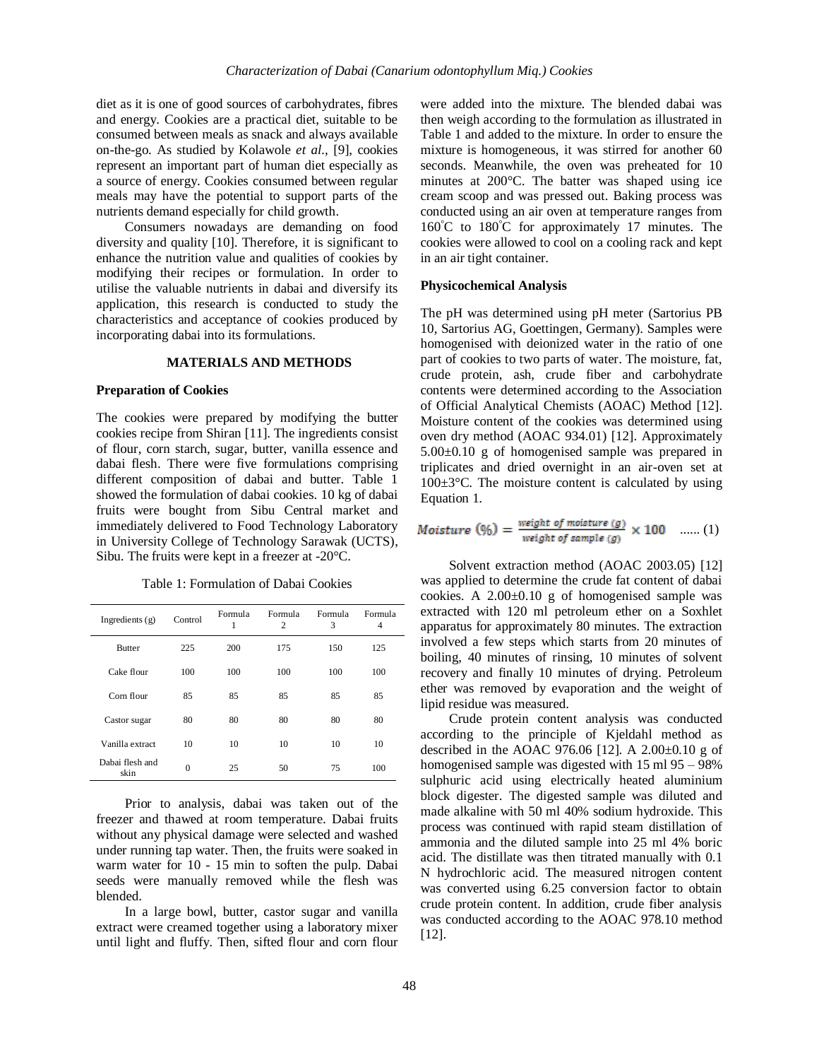diet as it is one of good sources of carbohydrates, fibres and energy. Cookies are a practical diet, suitable to be consumed between meals as snack and always available on-the-go. As studied by Kolawole *et al.*, [9], cookies represent an important part of human diet especially as a source of energy. Cookies consumed between regular meals may have the potential to support parts of the nutrients demand especially for child growth.

Consumers nowadays are demanding on food diversity and quality [10]. Therefore, it is significant to enhance the nutrition value and qualities of cookies by modifying their recipes or formulation. In order to utilise the valuable nutrients in dabai and diversify its application, this research is conducted to study the characteristics and acceptance of cookies produced by incorporating dabai into its formulations.

## MATERIALS AND METHODS

### Preparation of Cookies

The cookies were prepared by modifying the butter cookies recipe from Shiran [11]. The ingredients consist of flour, corn starch, sugar, butter, vanilla essence and dabai flesh. There were five formulations comprising different composition of dabai and butter. Table 1 showed the formulation of dabai cookies. 10 kg of dabai fruits were bought from Sibu Central market and immediately delivered to Food Technology Laboratory in University College of Technology Sarawak (UCTS), Sibu. The fruits were kept in a freezer at -20°C.

Table 1: Formulation of Dabai Cookies

| Ingredients (g) | Control | Formula 1 | Formula 2 | Formula 3 | Formula 4 |
|---|---|---|---|---|---|
| Butter | 225 | 200 | 175 | 150 | 125 |
| Cake flour | 100 | 100 | 100 | 100 | 100 |
| Corn flour | 85 | 85 | 85 | 85 | 85 |
| Castor sugar | 80 | 80 | 80 | 80 | 80 |
| Vanilla extract | 10 | 10 | 10 | 10 | 10 |
| Dabai flesh and skin | 0 | 25 | 50 | 75 | 100 |

Prior to analysis, dabai was taken out of the freezer and thawed at room temperature. Dabai fruits without any physical damage were selected and washed under running tap water. Then, the fruits were soaked in warm water for 10 - 15 min to soften the pulp. Dabai seeds were manually removed while the flesh was blended.

In a large bowl, butter, castor sugar and vanilla extract were creamed together using a laboratory mixer until light and fluffy. Then, sifted flour and corn flour were added into the mixture. The blended dabai was then weigh according to the formulation as illustrated in Table 1 and added to the mixture. In order to ensure the mixture is homogeneous, it was stirred for another 60 seconds. Meanwhile, the oven was preheated for 10 minutes at 200°C. The batter was shaped using ice cream scoop and was pressed out. Baking process was conducted using an air oven at temperature ranges from 160˚C to 180˚C for approximately 17 minutes. The cookies were allowed to cool on a cooling rack and kept in an air tight container.

### Physicochemical Analysis

The pH was determined using pH meter (Sartorius PB 10, Sartorius AG, Goettingen, Germany). Samples were homogenised with deionized water in the ratio of one part of cookies to two parts of water. The moisture, fat, crude protein, ash, crude fiber and carbohydrate contents were determined according to the Association of Official Analytical Chemists (AOAC) Method [12]. Moisture content of the cookies was determined using oven dry method (AOAC 934.01) [12]. Approximately 5.00±0.10 g of homogenised sample was prepared in triplicates and dried overnight in an air-oven set at 100±3°C. The moisture content is calculated by using Equation 1.

$$Moisture\ (\%) = \frac{weight\ of\ moisture\ (g)}{weight\ of\ sample\ (g)} \times 100 \quad \text{...... (1)}$$

Solvent extraction method (AOAC 2003.05) [12] was applied to determine the crude fat content of dabai cookies. A 2.00±0.10 g of homogenised sample was extracted with 120 ml petroleum ether on a Soxhlet apparatus for approximately 80 minutes. The extraction involved a few steps which starts from 20 minutes of boiling, 40 minutes of rinsing, 10 minutes of solvent recovery and finally 10 minutes of drying. Petroleum ether was removed by evaporation and the weight of lipid residue was measured.

Crude protein content analysis was conducted according to the principle of Kjeldahl method as described in the AOAC 976.06 [12]. A 2.00±0.10 g of homogenised sample was digested with 15 ml 95 – 98% sulphuric acid using electrically heated aluminium block digester. The digested sample was diluted and made alkaline with 50 ml 40% sodium hydroxide. This process was continued with rapid steam distillation of ammonia and the diluted sample into 25 ml 4% boric acid. The distillate was then titrated manually with 0.1 N hydrochloric acid. The measured nitrogen content was converted using 6.25 conversion factor to obtain crude protein content. In addition, crude fiber analysis was conducted according to the AOAC 978.10 method [12].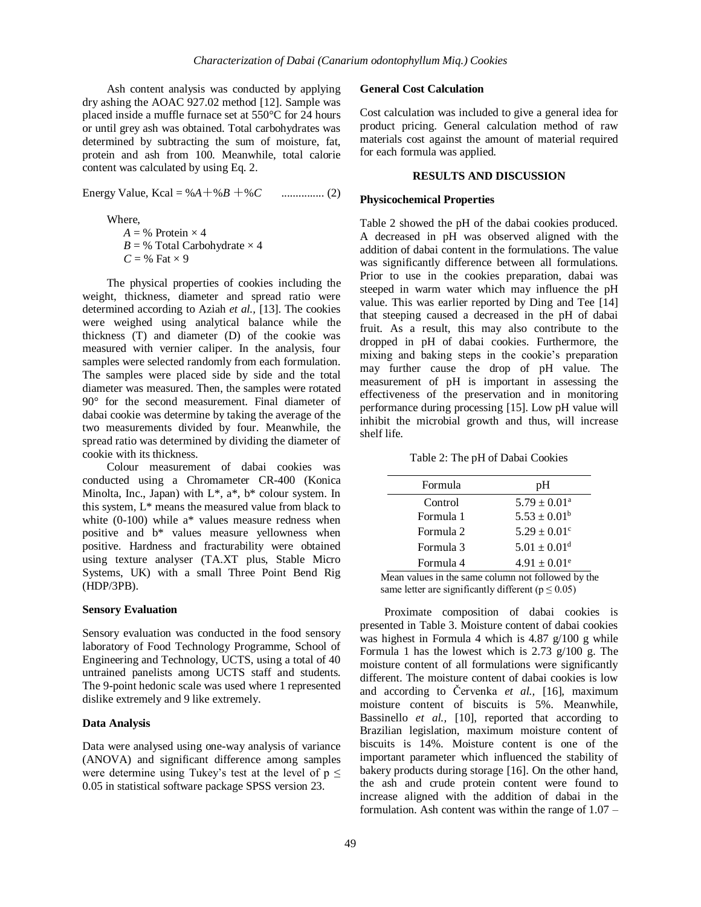Ash content analysis was conducted by applying dry ashing the AOAC 927.02 method [12]. Sample was placed inside a muffle furnace set at 550°C for 24 hours or until grey ash was obtained. Total carbohydrates was determined by subtracting the sum of moisture, fat, protein and ash from 100. Meanwhile, total calorie content was calculated by using Eq. 2.

$$\text{Energy Value, Kcal} = \%A + \%B + \%C \quad \text{............... (2)}$$

Where,

$A$ = % Protein × 4
$B$ = % Total Carbohydrate × 4
$C$ = % Fat × 9

The physical properties of cookies including the weight, thickness, diameter and spread ratio were determined according to Aziah *et al.,* [13]. The cookies were weighed using analytical balance while the thickness (T) and diameter (D) of the cookie was measured with vernier caliper. In the analysis, four samples were selected randomly from each formulation. The samples were placed side by side and the total diameter was measured. Then, the samples were rotated 90° for the second measurement. Final diameter of dabai cookie was determine by taking the average of the two measurements divided by four. Meanwhile, the spread ratio was determined by dividing the diameter of cookie with its thickness.

Colour measurement of dabai cookies was conducted using a Chromameter CR-400 (Konica Minolta, Inc., Japan) with L*, a*, b* colour system. In this system, L* means the measured value from black to white (0-100) while a* values measure redness when positive and b* values measure yellowness when positive. Hardness and fracturability were obtained using texture analyser (TA.XT plus, Stable Micro Systems, UK) with a small Three Point Bend Rig (HDP/3PB).

### Sensory Evaluation

Sensory evaluation was conducted in the food sensory laboratory of Food Technology Programme, School of Engineering and Technology, UCTS, using a total of 40 untrained panelists among UCTS staff and students. The 9-point hedonic scale was used where 1 represented dislike extremely and 9 like extremely.

### Data Analysis

Data were analysed using one-way analysis of variance (ANOVA) and significant difference among samples were determine using Tukey's test at the level of $p \leq 0.05$ in statistical software package SPSS version 23.

### General Cost Calculation

Cost calculation was included to give a general idea for product pricing. General calculation method of raw materials cost against the amount of material required for each formula was applied.

## RESULTS AND DISCUSSION

### Physicochemical Properties

Table 2 showed the pH of the dabai cookies produced. A decreased in pH was observed aligned with the addition of dabai content in the formulations. The value was significantly difference between all formulations. Prior to use in the cookies preparation, dabai was steeped in warm water which may influence the pH value. This was earlier reported by Ding and Tee [14] that steeping caused a decreased in the pH of dabai fruit. As a result, this may also contribute to the dropped in pH of dabai cookies. Furthermore, the mixing and baking steps in the cookie's preparation may further cause the drop of pH value. The measurement of pH is important in assessing the effectiveness of the preservation and in monitoring performance during processing [15]. Low pH value will inhibit the microbial growth and thus, will increase shelf life.

Table 2: The pH of Dabai Cookies

| Formula | pH |
|---|---|
| Control | $5.79 \pm 0.01^a$ |
| Formula 1 | $5.53 \pm 0.01^b$ |
| Formula 2 | $5.29 \pm 0.01^c$ |
| Formula 3 | $5.01 \pm 0.01^d$ |
| Formula 4 | $4.91 \pm 0.01^e$ |

Mean values in the same column not followed by the same letter are significantly different ($p \leq 0.05$)

Proximate composition of dabai cookies is presented in Table 3. Moisture content of dabai cookies was highest in Formula 4 which is 4.87 g/100 g while Formula 1 has the lowest which is 2.73 g/100 g. The moisture content of all formulations were significantly different. The moisture content of dabai cookies is low and according to Červenka *et al.,* [16], maximum moisture content of biscuits is 5%. Meanwhile, Bassinello *et al.,* [10], reported that according to Brazilian legislation, maximum moisture content of biscuits is 14%. Moisture content is one of the important parameter which influenced the stability of bakery products during storage [16]. On the other hand, the ash and crude protein content were found to increase aligned with the addition of dabai in the formulation. Ash content was within the range of 1.07 –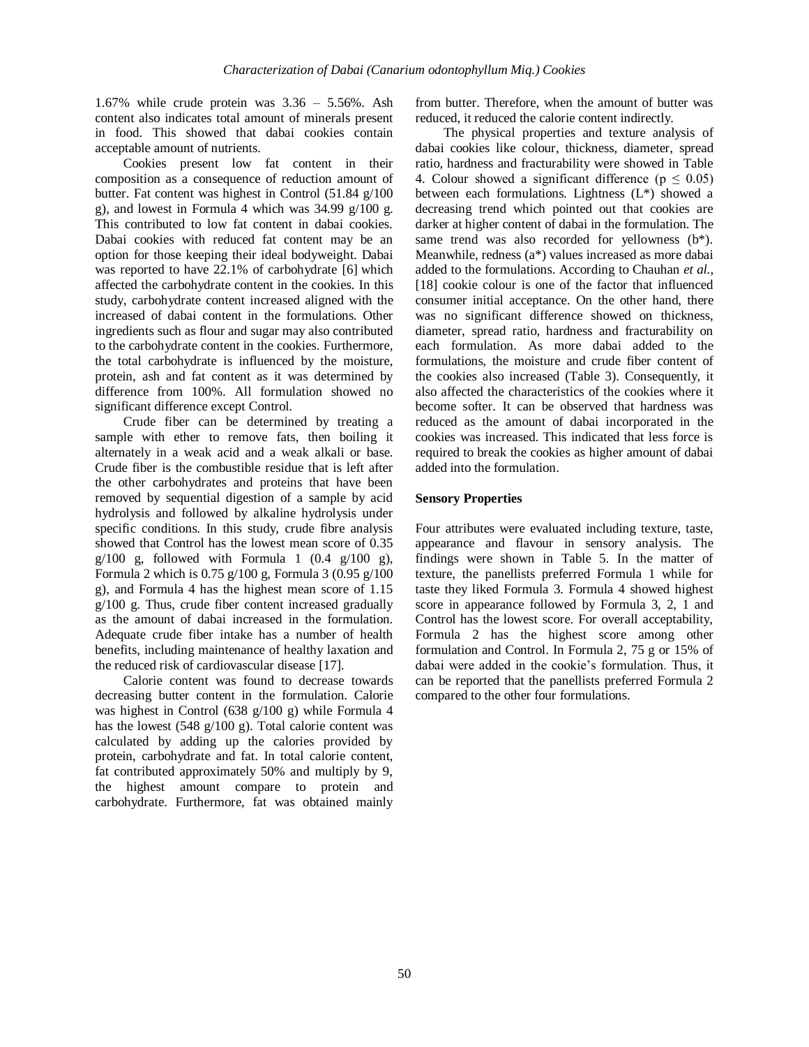1.67% while crude protein was 3.36 – 5.56%. Ash content also indicates total amount of minerals present in food. This showed that dabai cookies contain acceptable amount of nutrients.

Cookies present low fat content in their composition as a consequence of reduction amount of butter. Fat content was highest in Control (51.84 g/100 g), and lowest in Formula 4 which was 34.99 g/100 g. This contributed to low fat content in dabai cookies. Dabai cookies with reduced fat content may be an option for those keeping their ideal bodyweight. Dabai was reported to have 22.1% of carbohydrate [6] which affected the carbohydrate content in the cookies. In this study, carbohydrate content increased aligned with the increased of dabai content in the formulations. Other ingredients such as flour and sugar may also contributed to the carbohydrate content in the cookies. Furthermore, the total carbohydrate is influenced by the moisture, protein, ash and fat content as it was determined by difference from 100%. All formulation showed no significant difference except Control.

Crude fiber can be determined by treating a sample with ether to remove fats, then boiling it alternately in a weak acid and a weak alkali or base. Crude fiber is the combustible residue that is left after the other carbohydrates and proteins that have been removed by sequential digestion of a sample by acid hydrolysis and followed by alkaline hydrolysis under specific conditions. In this study, crude fibre analysis showed that Control has the lowest mean score of 0.35 g/100 g, followed with Formula 1 (0.4 g/100 g), Formula 2 which is 0.75 g/100 g, Formula 3 (0.95 g/100 g), and Formula 4 has the highest mean score of 1.15 g/100 g. Thus, crude fiber content increased gradually as the amount of dabai increased in the formulation. Adequate crude fiber intake has a number of health benefits, including maintenance of healthy laxation and the reduced risk of cardiovascular disease [17].

Calorie content was found to decrease towards decreasing butter content in the formulation. Calorie was highest in Control (638 g/100 g) while Formula 4 has the lowest (548 g/100 g). Total calorie content was calculated by adding up the calories provided by protein, carbohydrate and fat. In total calorie content, fat contributed approximately 50% and multiply by 9, the highest amount compare to protein and carbohydrate. Furthermore, fat was obtained mainly from butter. Therefore, when the amount of butter was reduced, it reduced the calorie content indirectly.

The physical properties and texture analysis of dabai cookies like colour, thickness, diameter, spread ratio, hardness and fracturability were showed in Table 4. Colour showed a significant difference ($p \leq 0.05$) between each formulations. Lightness ($L^*$) showed a decreasing trend which pointed out that cookies are darker at higher content of dabai in the formulation. The same trend was also recorded for yellowness ($b^*$). Meanwhile, redness ($a^*$) values increased as more dabai added to the formulations. According to Chauhan *et al.*, [18] cookie colour is one of the factor that influenced consumer initial acceptance. On the other hand, there was no significant difference showed on thickness, diameter, spread ratio, hardness and fracturability on each formulation. As more dabai added to the formulations, the moisture and crude fiber content of the cookies also increased (Table 3). Consequently, it also affected the characteristics of the cookies where it become softer. It can be observed that hardness was reduced as the amount of dabai incorporated in the cookies was increased. This indicated that less force is required to break the cookies as higher amount of dabai added into the formulation.

**Sensory Properties**

Four attributes were evaluated including texture, taste, appearance and flavour in sensory analysis. The findings were shown in Table 5. In the matter of texture, the panellists preferred Formula 1 while for taste they liked Formula 3. Formula 4 showed highest score in appearance followed by Formula 3, 2, 1 and Control has the lowest score. For overall acceptability, Formula 2 has the highest score among other formulation and Control. In Formula 2, 75 g or 15% of dabai were added in the cookie's formulation. Thus, it can be reported that the panellists preferred Formula 2 compared to the other four formulations.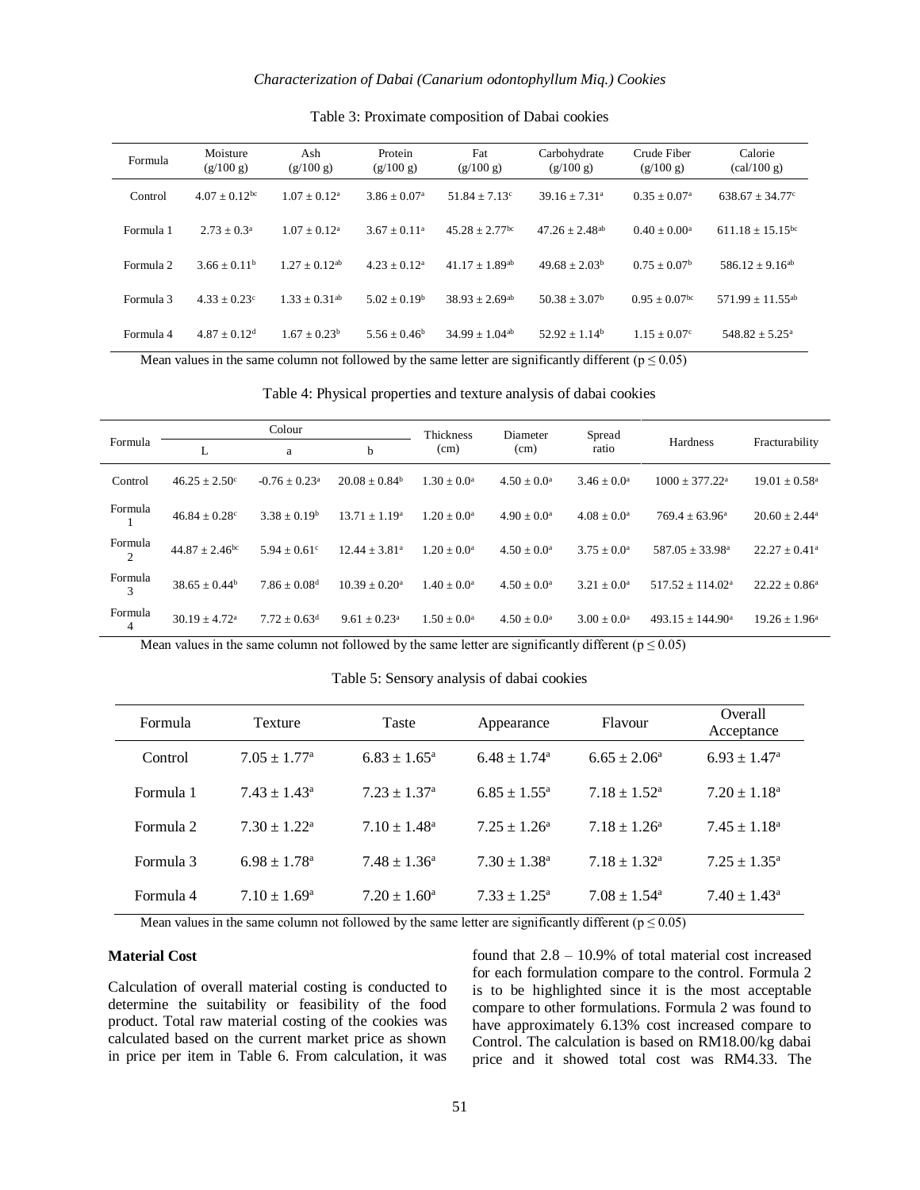Table 3: Proximate composition of Dabai cookies

| Formula | Moisture (g/100 g) | Ash (g/100 g) | Protein (g/100 g) | Fat (g/100 g) | Carbohydrate (g/100 g) | Crude Fiber (g/100 g) | Calorie (cal/100 g) |
|---|---|---|---|---|---|---|---|
| Control | 4.07 ± 0.12[bc] | 1.07 ± 0.12[a] | 3.86 ± 0.07[a] | 51.84 ± 7.13[c] | 39.16 ± 7.31[a] | 0.35 ± 0.07[a] | 638.67 ± 34.77[c] |
| Formula 1 | 2.73 ± 0.3[a] | 1.07 ± 0.12[a] | 3.67 ± 0.11[a] | 45.28 ± 2.77[bc] | 47.26 ± 2.48[ab] | 0.40 ± 0.00[a] | 611.18 ± 15.15[bc] |
| Formula 2 | 3.66 ± 0.11[b] | 1.27 ± 0.12[ab] | 4.23 ± 0.12[a] | 41.17 ± 1.89[ab] | 49.68 ± 2.03[b] | 0.75 ± 0.07[b] | 586.12 ± 9.16[ab] |
| Formula 3 | 4.33 ± 0.23[c] | 1.33 ± 0.31[ab] | 5.02 ± 0.19[b] | 38.93 ± 2.69[ab] | 50.38 ± 3.07[b] | 0.95 ± 0.07[bc] | 571.99 ± 11.55[ab] |
| Formula 4 | 4.87 ± 0.12[d] | 1.67 ± 0.23[b] | 5.56 ± 0.46[b] | 34.99 ± 1.04[ab] | 52.92 ± 1.14[b] | 1.15 ± 0.07[c] | 548.82 ± 5.25[a] |

Mean values in the same column not followed by the same letter are significantly different ($p \leq 0.05$)

Table 4: Physical properties and texture analysis of dabai cookies

| Formula | Colour | | | Thickness (cm) | Diameter (cm) | Spread ratio | Hardness | Fracturability |
|---|---|---|---|---|---|---|---|---|
| | L | a | b | | | | | |
| Control | 46.25 ± 2.50[c] | -0.76 ± 0.23[a] | 20.08 ± 0.84[b] | 1.30 ± 0.0[a] | 4.50 ± 0.0[a] | 3.46 ± 0.0[a] | 1000 ± 377.22[a] | 19.01 ± 0.58[a] |
| Formula 1 | 46.84 ± 0.28[c] | 3.38 ± 0.19[b] | 13.71 ± 1.19[a] | 1.20 ± 0.0[a] | 4.90 ± 0.0[a] | 4.08 ± 0.0[a] | 769.4 ± 63.96[a] | 20.60 ± 2.44[a] |
| Formula 2 | 44.87 ± 2.46[bc] | 5.94 ± 0.61[c] | 12.44 ± 3.81[a] | 1.20 ± 0.0[a] | 4.50 ± 0.0[a] | 3.75 ± 0.0[a] | 587.05 ± 33.98[a] | 22.27 ± 0.41[a] |
| Formula 3 | 38.65 ± 0.44[b] | 7.86 ± 0.08[d] | 10.39 ± 0.20[a] | 1.40 ± 0.0[a] | 4.50 ± 0.0[a] | 3.21 ± 0.0[a] | 517.52 ± 114.02[a] | 22.22 ± 0.86[a] |
| Formula 4 | 30.19 ± 4.72[a] | 7.72 ± 0.63[d] | 9.61 ± 0.23[a] | 1.50 ± 0.0[a] | 4.50 ± 0.0[a] | 3.00 ± 0.0[a] | 493.15 ± 144.90[a] | 19.26 ± 1.96[a] |

Mean values in the same column not followed by the same letter are significantly different ($p \leq 0.05$)

Table 5: Sensory analysis of dabai cookies

| Formula | Texture | Taste | Appearance | Flavour | Overall Acceptance |
|---|---|---|---|---|---|
| Control | 7.05 ± 1.77[a] | 6.83 ± 1.65[a] | 6.48 ± 1.74[a] | 6.65 ± 2.06[a] | 6.93 ± 1.47[a] |
| Formula 1 | 7.43 ± 1.43[a] | 7.23 ± 1.37[a] | 6.85 ± 1.55[a] | 7.18 ± 1.52[a] | 7.20 ± 1.18[a] |
| Formula 2 | 7.30 ± 1.22[a] | 7.10 ± 1.48[a] | 7.25 ± 1.26[a] | 7.18 ± 1.26[a] | 7.45 ± 1.18[a] |
| Formula 3 | 6.98 ± 1.78[a] | 7.48 ± 1.36[a] | 7.30 ± 1.38[a] | 7.18 ± 1.32[a] | 7.25 ± 1.35[a] |
| Formula 4 | 7.10 ± 1.69[a] | 7.20 ± 1.60[a] | 7.33 ± 1.25[a] | 7.08 ± 1.54[a] | 7.40 ± 1.43[a] |

Mean values in the same column not followed by the same letter are significantly different ($p \leq 0.05$)

**Material Cost**

Calculation of overall material costing is conducted to determine the suitability or feasibility of the food product. Total raw material costing of the cookies was calculated based on the current market price as shown in price per item in Table 6. From calculation, it was found that 2.8 – 10.9% of total material cost increased for each formulation compare to the control. Formula 2 is to be highlighted since it is the most acceptable compare to other formulations. Formula 2 was found to have approximately 6.13% cost increased compare to Control. The calculation is based on RM18.00/kg dabai price and it showed total cost was RM4.33. The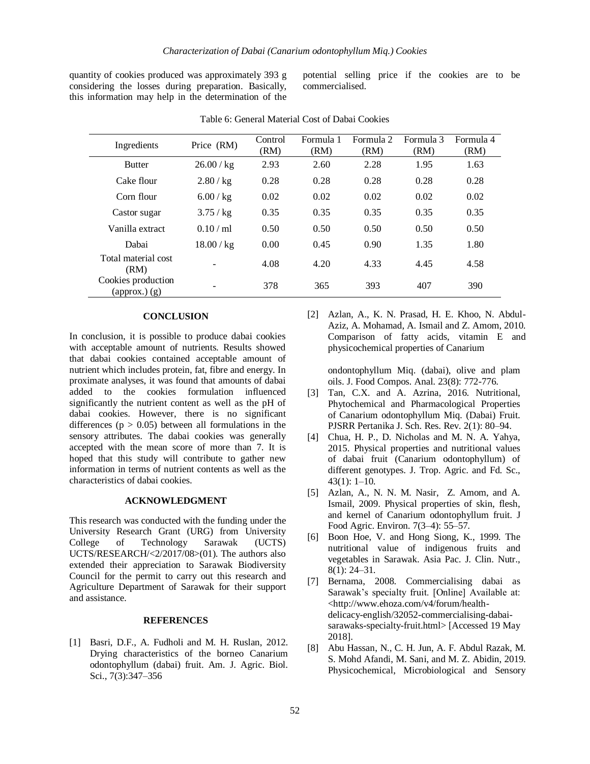quantity of cookies produced was approximately 393 g considering the losses during preparation. Basically, this information may help in the determination of the potential selling price if the cookies are to be commercialised.

Table 6: General Material Cost of Dabai Cookies

| Ingredients | Price (RM) | Control (RM) | Formula 1 (RM) | Formula 2 (RM) | Formula 3 (RM) | Formula 4 (RM) |
|---|---|---|---|---|---|---|
| Butter | 26.00 / kg | 2.93 | 2.60 | 2.28 | 1.95 | 1.63 |
| Cake flour | 2.80 / kg | 0.28 | 0.28 | 0.28 | 0.28 | 0.28 |
| Corn flour | 6.00 / kg | 0.02 | 0.02 | 0.02 | 0.02 | 0.02 |
| Castor sugar | 3.75 / kg | 0.35 | 0.35 | 0.35 | 0.35 | 0.35 |
| Vanilla extract | 0.10 / ml | 0.50 | 0.50 | 0.50 | 0.50 | 0.50 |
| Dabai | 18.00 / kg | 0.00 | 0.45 | 0.90 | 1.35 | 1.80 |
| Total material cost (RM) | - | 4.08 | 4.20 | 4.33 | 4.45 | 4.58 |
| Cookies production (approx.) (g) | - | 378 | 365 | 393 | 407 | 390 |

## CONCLUSION

In conclusion, it is possible to produce dabai cookies with acceptable amount of nutrients. Results showed that dabai cookies contained acceptable amount of nutrient which includes protein, fat, fibre and energy. In proximate analyses, it was found that amounts of dabai added to the cookies formulation influenced significantly the nutrient content as well as the pH of dabai cookies. However, there is no significant differences ($p > 0.05$) between all formulations in the sensory attributes. The dabai cookies was generally accepted with the mean score of more than 7. It is hoped that this study will contribute to gather new information in terms of nutrient contents as well as the characteristics of dabai cookies.

## ACKNOWLEDGMENT

This research was conducted with the funding under the University Research Grant (URG) from University College of Technology Sarawak (UCTS) UCTS/RESEARCH/<2/2017/08>(01). The authors also extended their appreciation to Sarawak Biodiversity Council for the permit to carry out this research and Agriculture Department of Sarawak for their support and assistance.

## REFERENCES

[1] Basri, D.F., A. Fudholi and M. H. Ruslan, 2012. Drying characteristics of the borneo Canarium odontophyllum (dabai) fruit. Am. J. Agric. Biol. Sci., 7(3):347–356

[2] Azlan, A., K. N. Prasad, H. E. Khoo, N. Abdul-Aziz, A. Mohamad, A. Ismail and Z. Amom, 2010. Comparison of fatty acids, vitamin E and physicochemical properties of Canarium ondontophyllum Miq. (dabai), olive and plam oils. J. Food Compos. Anal. 23(8): 772-776.

[3] Tan, C.X. and A. Azrina, 2016. Nutritional, Phytochemical and Pharmacological Properties of Canarium odontophyllum Miq. (Dabai) Fruit. PJSRR Pertanika J. Sch. Res. Rev. 2(1): 80–94.

[4] Chua, H. P., D. Nicholas and M. N. A. Yahya, 2015. Physical properties and nutritional values of dabai fruit (Canarium odontophyllum) of different genotypes. J. Trop. Agric. and Fd. Sc., 43(1): 1–10.

[5] Azlan, A., N. N. M. Nasir, Z. Amom, and A. Ismail, 2009. Physical properties of skin, flesh, and kernel of Canarium odontophyllum fruit. J Food Agric. Environ. 7(3–4): 55–57.

[6] Boon Hoe, V. and Hong Siong, K., 1999. The nutritional value of indigenous fruits and vegetables in Sarawak. Asia Pac. J. Clin. Nutr., 8(1): 24–31.

[7] Bernama, 2008. Commercialising dabai as Sarawak's specialty fruit. [Online] Available at: <http://www.ehoza.com/v4/forum/health-delicacy-english/32052-commercialising-dabai-sarawaks-specialty-fruit.html> [Accessed 19 May 2018].

[8] Abu Hassan, N., C. H. Jun, A. F. Abdul Razak, M. S. Mohd Afandi, M. Sani, and M. Z. Abidin, 2019. Physicochemical, Microbiological and Sensory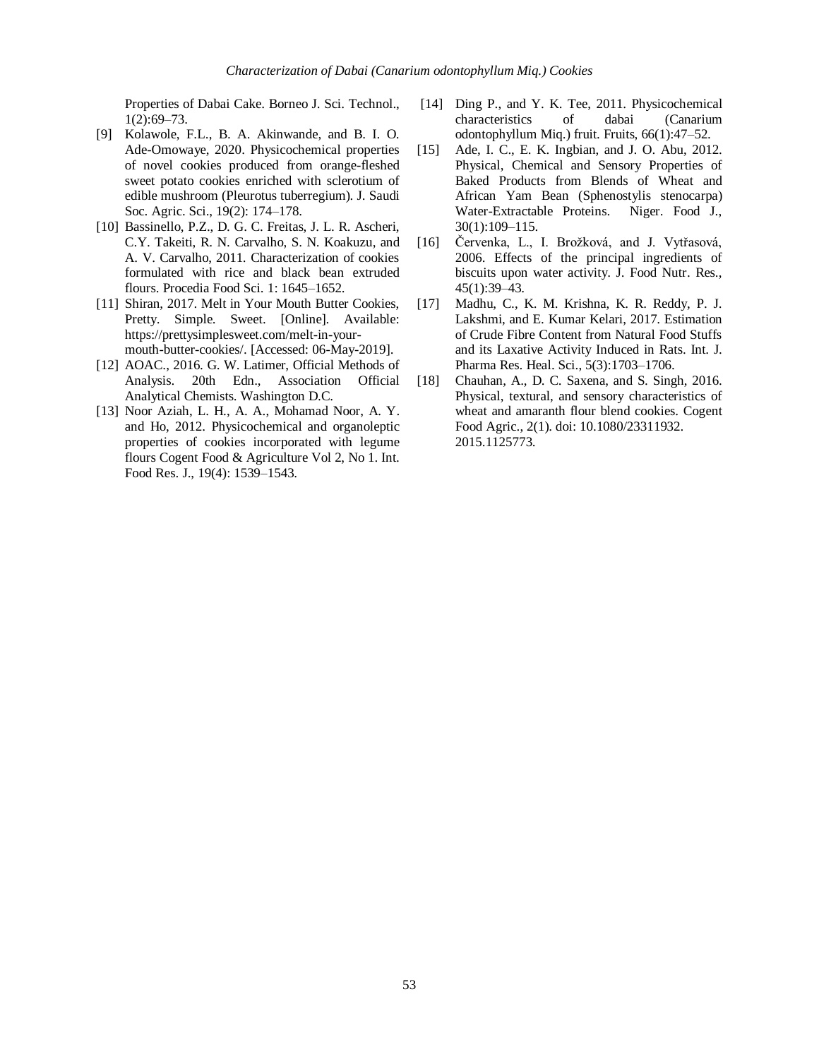Properties of Dabai Cake. Borneo J. Sci. Technol., 1(2):69–73.

[9] Kolawole, F.L., B. A. Akinwande, and B. I. O. Ade-Omowaye, 2020. Physicochemical properties of novel cookies produced from orange-fleshed sweet potato cookies enriched with sclerotium of edible mushroom (Pleurotus tuberregium). J. Saudi Soc. Agric. Sci., 19(2): 174–178.

[10] Bassinello, P.Z., D. G. C. Freitas, J. L. R. Ascheri, C.Y. Takeiti, R. N. Carvalho, S. N. Koakuzu, and A. V. Carvalho, 2011. Characterization of cookies formulated with rice and black bean extruded flours. Procedia Food Sci. 1: 1645–1652.

[11] Shiran, 2017. Melt in Your Mouth Butter Cookies, Pretty. Simple. Sweet. [Online]. Available: https://prettysimplesweet.com/melt-in-your-mouth-butter-cookies/. [Accessed: 06-May-2019].

[12] AOAC., 2016. G. W. Latimer, Official Methods of Analysis. 20th Edn., Association Official Analytical Chemists. Washington D.C.

[13] Noor Aziah, L. H., A. A., Mohamad Noor, A. Y. and Ho, 2012. Physicochemical and organoleptic properties of cookies incorporated with legume flours Cogent Food & Agriculture Vol 2, No 1. Int. Food Res. J., 19(4): 1539–1543.

[14] Ding P., and Y. K. Tee, 2011. Physicochemical characteristics of dabai (Canarium odontophyllum Miq.) fruit. Fruits, 66(1):47–52.

[15] Ade, I. C., E. K. Ingbian, and J. O. Abu, 2012. Physical, Chemical and Sensory Properties of Baked Products from Blends of Wheat and African Yam Bean (Sphenostylis stenocarpa) Water-Extractable Proteins. Niger. Food J., 30(1):109–115.

[16] Červenka, L., I. Brožková, and J. Vytřasová, 2006. Effects of the principal ingredients of biscuits upon water activity. J. Food Nutr. Res., 45(1):39–43.

[17] Madhu, C., K. M. Krishna, K. R. Reddy, P. J. Lakshmi, and E. Kumar Kelari, 2017. Estimation of Crude Fibre Content from Natural Food Stuffs and its Laxative Activity Induced in Rats. Int. J. Pharma Res. Heal. Sci., 5(3):1703–1706.

[18] Chauhan, A., D. C. Saxena, and S. Singh, 2016. Physical, textural, and sensory characteristics of wheat and amaranth flour blend cookies. Cogent Food Agric., 2(1). doi: 10.1080/23311932.2015.1125773.